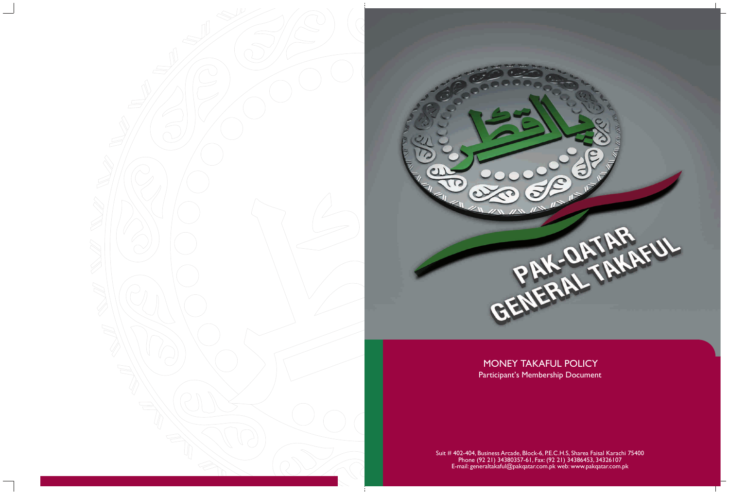PAK-QATAR GENERAL TAKAFUL

# MONEY TAKAFUL POLICY

Participant's Membership Document

Suit # 402-404, Business Arcade, Block-6, P.E.C.H.S, Sharea Faisal Karachi 75400
Phone (92 21) 34380357-61, Fax: (92 21) 34386453, 34326107
E-mail: generaltakaful@pakqatar.com.pk web: www.pakqatar.com.pk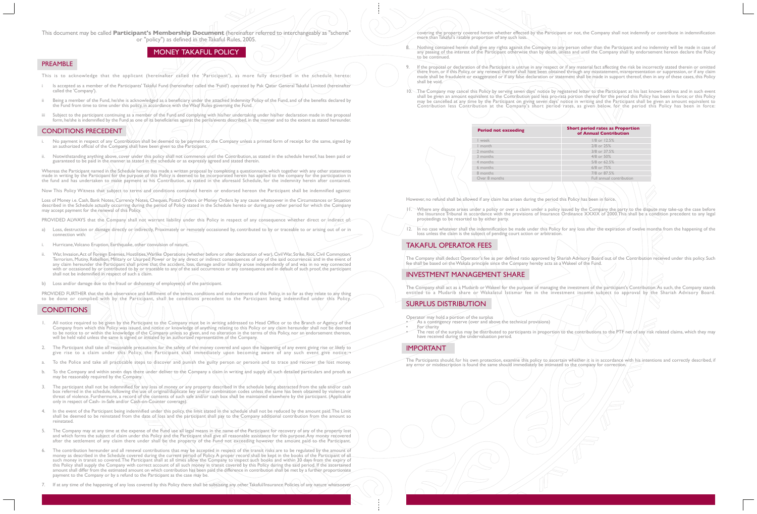This document may be called **Participant's Membership Document** (hereinafter referred to interchangeably as "scheme" or "policy") as defined in the Takaful Rules, 2005.

# MONEY TAKAFUL POLICY

## PREAMBLE

This is to acknowledge that the applicant (hereinafter called the 'Participant'), as more fully described in the schedule hereto:

i Is accepted as a member of the Participants' Takaful Fund (hereinafter called the 'Fund') operated by Pak Qatar General Takaful Limited (hereinafter called the 'Company').

ii Being a member of the Fund, he/she is acknowledged as a beneficiary under the attached Indemnity Policy of the Fund, and of the benefits declared by the Fund from time to time under this policy, in accordance with the Waqf Rules governing the Fund.

iii Subject to the participant continuing as a member of the Fund and complying with his/her undertaking under his/her declaration made in the proposal form, he/she is indemnified by the Fund as one of its beneficiaries against the perils/events described in the manner and to the extent as stated hereunder.

## CONDITIONS PRECEDENT

i. No payment in respect of any Contribution shall be deemed to be payment to the Company unless a printed form of receipt for the same, signed by an authorized official of the Company, shall have been given to the Participant.

ii. Notwithstanding anything above, cover under this policy shall not commence until the Contribution, as stated in the schedule hereof, has been paid or guaranteed to be paid in the manner as stated in the schedule or as expressly agreed and stated therein.

Whereas the Participant named in the Schedule hereto has made a written proposal by completing a questionnaire, which together with any other statements made in writing by the Participant for the purpose of this Policy is deemed to be incorporated herein has applied to the company for the participation in the fund and has undertaken to make payment as his Contribution, as stated in the aforesaid Schedule, for the indemnity herein after contained.

Now This Policy Witness that subject to terms and conditions contained herein or endorsed hereon the Participant shall be indemnified against:

Loss of Money i.e. Cash, Bank Notes, Currency Notes, Cheques, Postal Orders or Money Orders by any cause whatsoever in the Circumstances or Situation described in the Schedule actually occurring during the period of Policy stated in the Schedule hereto or during any other period for which the Company may accept payment for the renewal of this Policy.

PROVIDED ALWAYS that the Company shall not warrant liability under this Policy in respect of any consequence whether direct or indirect of:

a) Loss, destruction or damage directly or indirectly, Proximately or remotely occasioned by, contributed to by or traceable to or arising out of or in connection with:

i. Hurricane, Volcano Eruption, Earthquake, other convulsion of nature,

ii. War, Invasion, Act of Foreign Enemies, Hostilities, Warlike Operations (whether before or after declaration of war), Civil War, Strike, Riot, Civil Commotion, Terrorism, Mutiny, Rebellion, Military or Usurped Power or by any direct or indirect consequences of any of the said occurrences and in the event of any claim hereunder the Participant shall prove that the accident, loss, damage and/or liability arose independently of and was in no way connected with or occasioned by or contributed to by or traceable to any of the said occurrences or any consequence and in default of such proof, the participant shall not be indemnified in respect of such a claim.

b) Loss and/or damage due to the fraud or dishonesty of employee(s) of the participant.

PROVIDED FURTHER that the due observance and fulfillment of the terms, conditions and endorsements of this Policy, in so far as they relate to any thing to be done or complied with by the Participant, shall be conditions precedent to the Participant being indemnified under this Policy.

## CONDITIONS

1. All notice required to be given by the Participant to the Company must be in writing addressed to Head Office or to the Branch or Agency of the Company from which this Policy was issued, and notice or knowledge of anything relating to this Policy or any claim hereunder shall not be deemed to be notice to or within the knowledge of the Company unless so given, and no alteration in the terms of this Policy, nor an endorsement thereon, will be held valid unless the same is signed or initialed by an authorized representative of the Company.

2. The Participant shall take all reasonable precautions for the safety of the money covered and upon the happening of any event giving rise or likely to give rise to a claim under this Policy, the Participant shall immediately upon becoming aware of any such event give notice:¬

a. To the Police and take all practicable steps to discover and punish the guilty person or persons and to trace and recover the lost money.

b. To the Company and within seven days there under deliver to the Company a claim in writing and supply all such detailed particulars and proofs as may be reasonably required by the Company.

3. The participant shall not be indemnified for any loss of money or any property described in the schedule being abstracted from the safe and/or cash box referred in the schedule, following the use of original/duplicate key and/or combination codes unless the same has been obtained by violence or threat of violence. Furthermore, a record of the contents of such safe and/or cash box shall be maintained elsewhere by the participant. (Applicable only in respect of Cash- in-Safe and/or Cash-on-Counter coverage).

4. In the event of the Participant being indemnified under this policy, the limit stated in the schedule shall not be reduced by the amount paid. The Limit shall be deemed to be reinstated from the date of loss and the participant shall pay to the Company additional contribution from the amount so reinstated.

5. The Company may at any time at the expense of the Fund use all legal means in the name of the Participant for recovery of any of the property lost and which forms the subject of claim under this Policy and the Participant shall give all reasonable assistance for this purpose. Any money recovered after the settlement of any claim there under shall be the property of the Fund not exceeding however the amount paid to the Participant.

6. The contribution hereunder and all renewal contributions that may be accepted in respect of the transit risks are to be regulated by the amount of money as described in the Schedule covered during the current period of Policy. A proper record shall be kept in the books of the Participant of all such money in transit so covered. The Participant shall at all times allow the Company to inspect such books and within 30 days from the expiry of this Policy shall supply the Company with correct account of all such money in transit covered by this Policy during the said period. If the ascertained amount shall differ from the estimated amount on which contribution has been paid the difference in contribution shall be met by a further proportionate payment to the Company or by a refund to the Participant as the case may be.

7. If at any time of the happening of any loss covered by this Policy there shall be subsisting any other Takaful/Insurance Policies of any nature whatsoever covering the property covered herein whether effected by the Participant or not, the Company shall not indemnify or contribute in indemnification more than Takaful's ratable proportion of any such loss.

8. Nothing contained herein shall give any rights against the Company to any person other than the Participant and no indemnity will be made in case of any passing of the interest of the Participant otherwise than by death, unless and until the Company shall by endorsement hereon declare the Policy to be continued.

9. If the proposal or declaration of the Participant is untrue in any respect or if any material fact affecting the risk be incorrectly stated therein or omitted there from, or if this Policy, or any renewal thereof shall have been obtained through any misstatement, misrepresentation or suppression, or if any claim made shall be fraudulent or exaggerated or if any false declaration or statement shall be made in support thereof, then in any of these cases, this Policy shall be void.

10. The Company may cancel this Policy by serving seven days' notice by registered letter to the Participant at his last known address and in such event shall be given an amount equivalent to the Contribution paid less pro-rata portion thereof for the period this Policy has been in force; or this Policy may be cancelled at any time by the Participant on giving seven days' notice in writing and the Participant shall be given an amount equivalent to Contribution less Contribution at the Company's short period rates, as given below, for the period this Policy has been in force:

| Period not exceeding | Short period rates as Proportion of Annual Contribution |
| --- | --- |
| 1 week | 1/8 or 12.5% |
| 1 month | 2/8 or 25% |
| 2 months | 3/8 or 37.5% |
| 3 months | 4/8 or 50% |
| 4 months | 5/8 or 62.5% |
| 6 months | 6/8 or 75% |
| 8 months | 7/8 or 87.5% |
| Over 8 months | Full annual contribution |

However, no refund shall be allowed if any claim has arisen during the period this Policy has been in force.

11. Where any dispute arises under a policy or over a claim under a policy issued by the Company the party to the dispute may take-up the case before the Insurance Tribunal in accordance with the provisions of Insurance Ordinance XXXIX of 2000. This shall be a condition precedent to any legal proceedings to be resorted to by either party.

12. In no case whatever shall the indemnification be made under this Policy for any loss after the expiration of twelve months from the happening of the loss unless the claim is the subject of pending court action or arbitration.

## TAKAFUL OPERATOR FEES

The Company shall deduct Operator's fee as per defined ratio approved by Shariah Advisory Board out of the Contribution received under this policy. Such fee shall be based on the Wakala principle since the Company hereby acts as a Wakeel of the Fund.

## INVESTMENT MANAGEMENT SHARE

The Company shall act as a Mudarib or Wakeel for the purpose of managing the investment of the participant's Contribution. As such, the Company stands entitled to a Mudarib share or Wakalatul Istismar fee in the investment income subject to approval by the Shariah Advisory Board.

## SURPLUS DISTRIBUTION

Operator may hold a portion of the surplus

- As a contingency reserve (over and above the technical provisions)
- For charity
- The rest of the surplus may be distributed to participants in proportion to the contributions to the PTF net of any risk related claims, which they may have received during the undervaluation period.

## IMPORTANT

The Participants should, for his own protection, examine this policy to ascertain whether it is in accordance with his intentions and correctly described, if any error or misdescription is found the same should immediately be intimated to the company for correction.